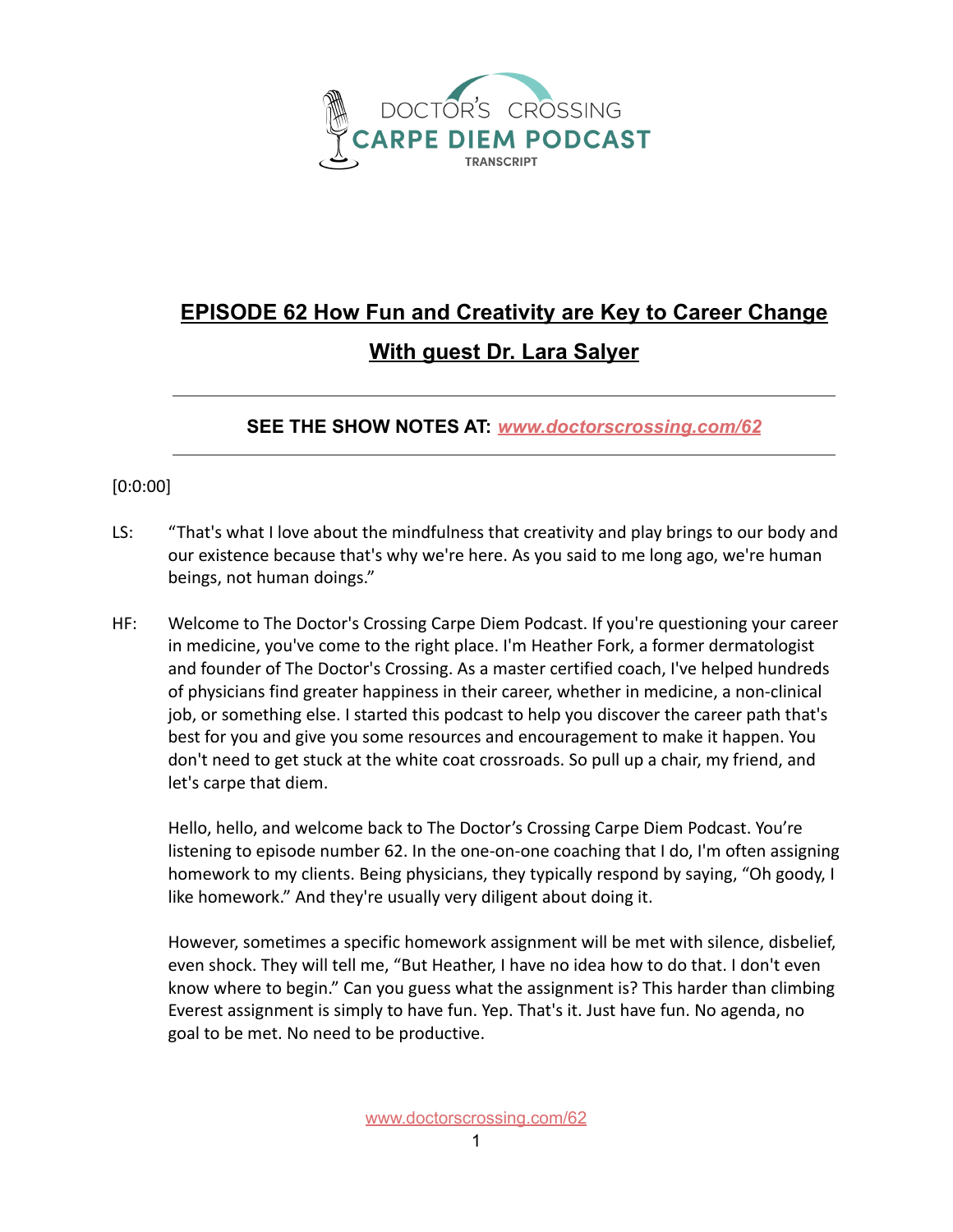DOCTOR'S CROSSING
CARPE DIEM PODCAST
TRANSCRIPT

# EPISODE 62 How Fun and Creativity are Key to Career Change

## With guest Dr. Lara Salyer

---

**SEE THE SHOW NOTES AT:** ***www.doctorscrossing.com/62***

---

[0:0:00]

LS: "That's what I love about the mindfulness that creativity and play brings to our body and our existence because that's why we're here. As you said to me long ago, we're human beings, not human doings."

HF: Welcome to The Doctor's Crossing Carpe Diem Podcast. If you're questioning your career in medicine, you've come to the right place. I'm Heather Fork, a former dermatologist and founder of The Doctor's Crossing. As a master certified coach, I've helped hundreds of physicians find greater happiness in their career, whether in medicine, a non-clinical job, or something else. I started this podcast to help you discover the career path that's best for you and give you some resources and encouragement to make it happen. You don't need to get stuck at the white coat crossroads. So pull up a chair, my friend, and let's carpe that diem.

Hello, hello, and welcome back to The Doctor's Crossing Carpe Diem Podcast. You're listening to episode number 62. In the one-on-one coaching that I do, I'm often assigning homework to my clients. Being physicians, they typically respond by saying, "Oh goody, I like homework." And they're usually very diligent about doing it.

However, sometimes a specific homework assignment will be met with silence, disbelief, even shock. They will tell me, "But Heather, I have no idea how to do that. I don't even know where to begin." Can you guess what the assignment is? This harder than climbing Everest assignment is simply to have fun. Yep. That's it. Just have fun. No agenda, no goal to be met. No need to be productive.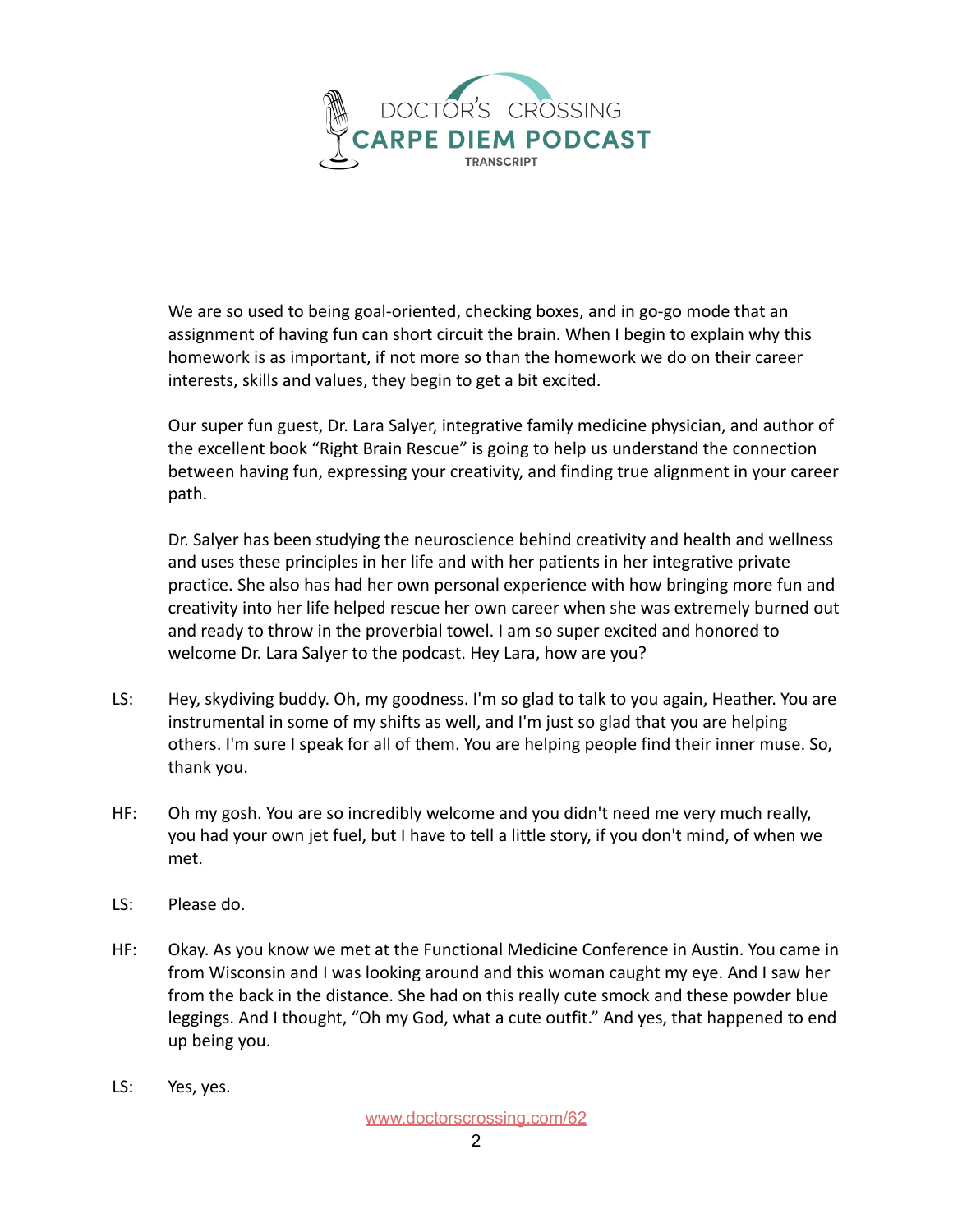We are so used to being goal-oriented, checking boxes, and in go-go mode that an assignment of having fun can short circuit the brain. When I begin to explain why this homework is as important, if not more so than the homework we do on their career interests, skills and values, they begin to get a bit excited.

Our super fun guest, Dr. Lara Salyer, integrative family medicine physician, and author of the excellent book "Right Brain Rescue" is going to help us understand the connection between having fun, expressing your creativity, and finding true alignment in your career path.

Dr. Salyer has been studying the neuroscience behind creativity and health and wellness and uses these principles in her life and with her patients in her integrative private practice. She also has had her own personal experience with how bringing more fun and creativity into her life helped rescue her own career when she was extremely burned out and ready to throw in the proverbial towel. I am so super excited and honored to welcome Dr. Lara Salyer to the podcast. Hey Lara, how are you?

LS: Hey, skydiving buddy. Oh, my goodness. I'm so glad to talk to you again, Heather. You are instrumental in some of my shifts as well, and I'm just so glad that you are helping others. I'm sure I speak for all of them. You are helping people find their inner muse. So, thank you.

HF: Oh my gosh. You are so incredibly welcome and you didn't need me very much really, you had your own jet fuel, but I have to tell a little story, if you don't mind, of when we met.

LS: Please do.

HF: Okay. As you know we met at the Functional Medicine Conference in Austin. You came in from Wisconsin and I was looking around and this woman caught my eye. And I saw her from the back in the distance. She had on this really cute smock and these powder blue leggings. And I thought, "Oh my God, what a cute outfit." And yes, that happened to end up being you.

LS: Yes, yes.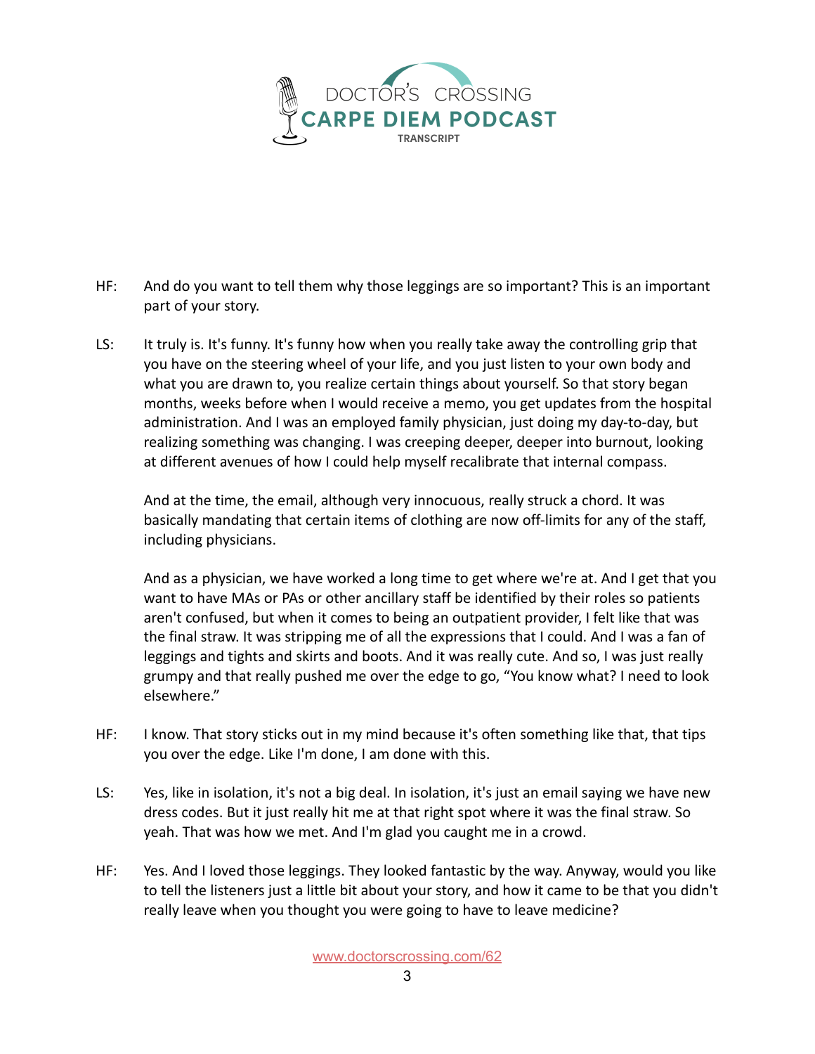HF: And do you want to tell them why those leggings are so important? This is an important part of your story.

LS: It truly is. It's funny. It's funny how when you really take away the controlling grip that you have on the steering wheel of your life, and you just listen to your own body and what you are drawn to, you realize certain things about yourself. So that story began months, weeks before when I would receive a memo, you get updates from the hospital administration. And I was an employed family physician, just doing my day-to-day, but realizing something was changing. I was creeping deeper, deeper into burnout, looking at different avenues of how I could help myself recalibrate that internal compass.

And at the time, the email, although very innocuous, really struck a chord. It was basically mandating that certain items of clothing are now off-limits for any of the staff, including physicians.

And as a physician, we have worked a long time to get where we're at. And I get that you want to have MAs or PAs or other ancillary staff be identified by their roles so patients aren't confused, but when it comes to being an outpatient provider, I felt like that was the final straw. It was stripping me of all the expressions that I could. And I was a fan of leggings and tights and skirts and boots. And it was really cute. And so, I was just really grumpy and that really pushed me over the edge to go, "You know what? I need to look elsewhere."

HF: I know. That story sticks out in my mind because it's often something like that, that tips you over the edge. Like I'm done, I am done with this.

LS: Yes, like in isolation, it's not a big deal. In isolation, it's just an email saying we have new dress codes. But it just really hit me at that right spot where it was the final straw. So yeah. That was how we met. And I'm glad you caught me in a crowd.

HF: Yes. And I loved those leggings. They looked fantastic by the way. Anyway, would you like to tell the listeners just a little bit about your story, and how it came to be that you didn't really leave when you thought you were going to have to leave medicine?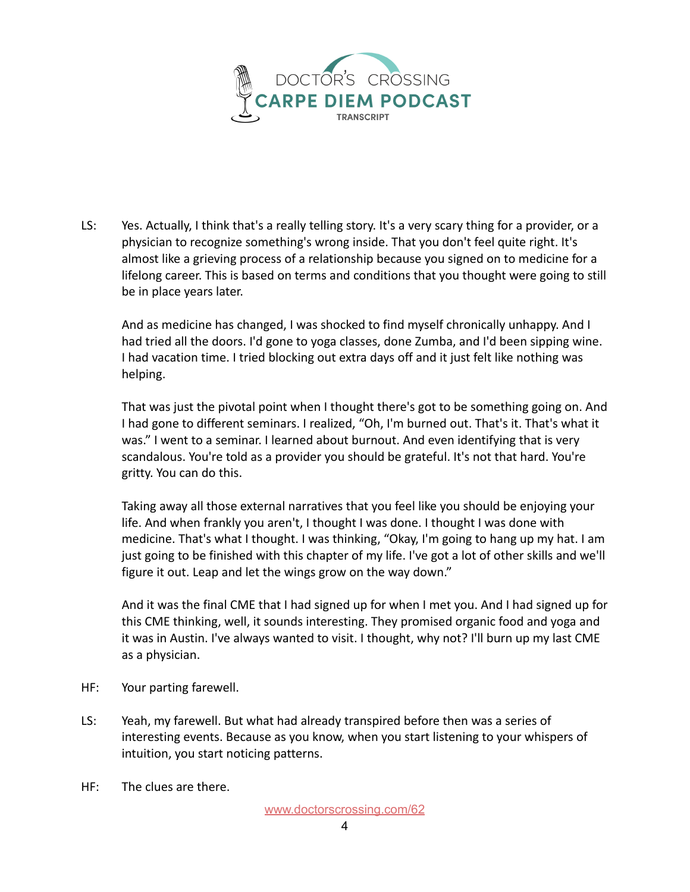LS: Yes. Actually, I think that's a really telling story. It's a very scary thing for a provider, or a physician to recognize something's wrong inside. That you don't feel quite right. It's almost like a grieving process of a relationship because you signed on to medicine for a lifelong career. This is based on terms and conditions that you thought were going to still be in place years later.

And as medicine has changed, I was shocked to find myself chronically unhappy. And I had tried all the doors. I'd gone to yoga classes, done Zumba, and I'd been sipping wine. I had vacation time. I tried blocking out extra days off and it just felt like nothing was helping.

That was just the pivotal point when I thought there's got to be something going on. And I had gone to different seminars. I realized, "Oh, I'm burned out. That's it. That's what it was." I went to a seminar. I learned about burnout. And even identifying that is very scandalous. You're told as a provider you should be grateful. It's not that hard. You're gritty. You can do this.

Taking away all those external narratives that you feel like you should be enjoying your life. And when frankly you aren't, I thought I was done. I thought I was done with medicine. That's what I thought. I was thinking, "Okay, I'm going to hang up my hat. I am just going to be finished with this chapter of my life. I've got a lot of other skills and we'll figure it out. Leap and let the wings grow on the way down."

And it was the final CME that I had signed up for when I met you. And I had signed up for this CME thinking, well, it sounds interesting. They promised organic food and yoga and it was in Austin. I've always wanted to visit. I thought, why not? I'll burn up my last CME as a physician.

HF: Your parting farewell.

LS: Yeah, my farewell. But what had already transpired before then was a series of interesting events. Because as you know, when you start listening to your whispers of intuition, you start noticing patterns.

HF: The clues are there.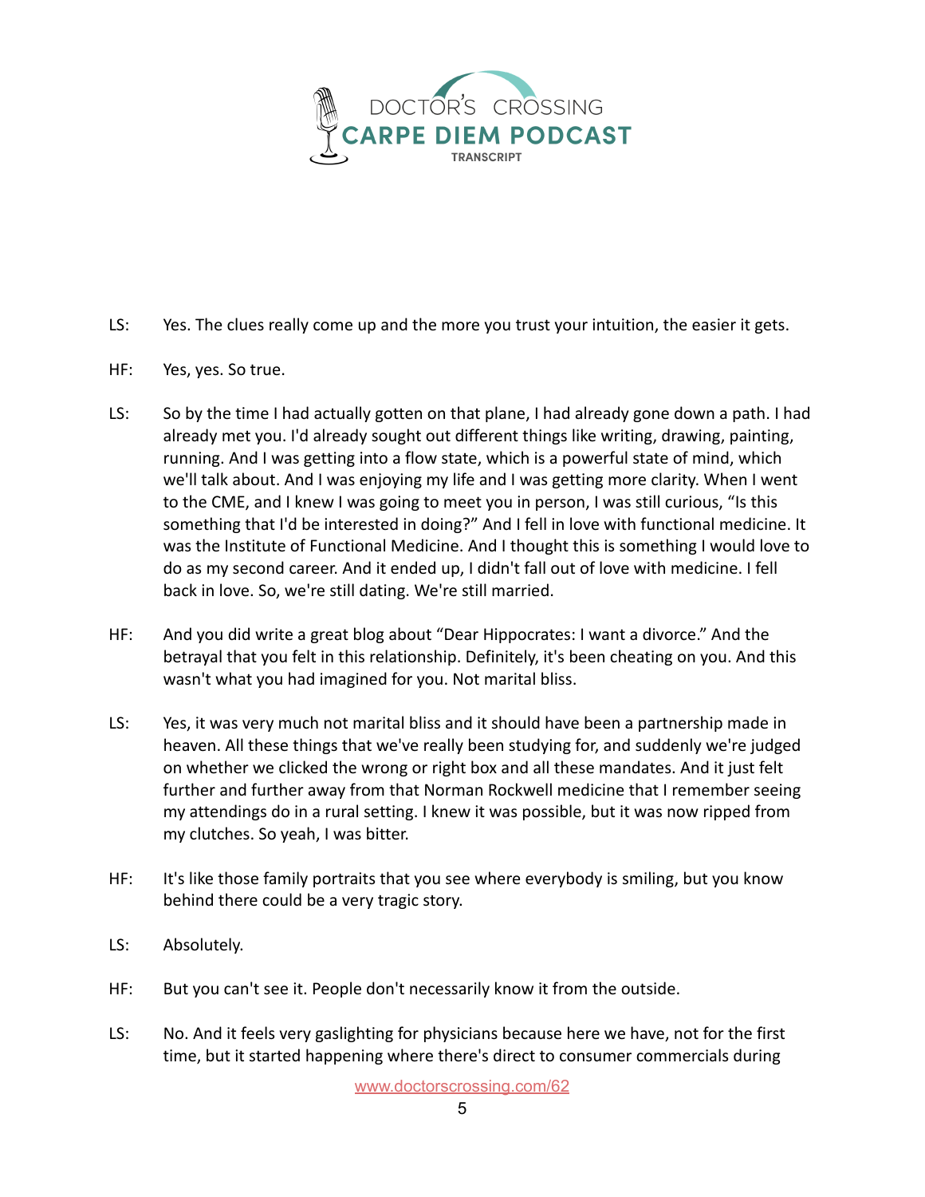LS: Yes. The clues really come up and the more you trust your intuition, the easier it gets.

HF: Yes, yes. So true.

LS: So by the time I had actually gotten on that plane, I had already gone down a path. I had already met you. I'd already sought out different things like writing, drawing, painting, running. And I was getting into a flow state, which is a powerful state of mind, which we'll talk about. And I was enjoying my life and I was getting more clarity. When I went to the CME, and I knew I was going to meet you in person, I was still curious, "Is this something that I'd be interested in doing?" And I fell in love with functional medicine. It was the Institute of Functional Medicine. And I thought this is something I would love to do as my second career. And it ended up, I didn't fall out of love with medicine. I fell back in love. So, we're still dating. We're still married.

HF: And you did write a great blog about "Dear Hippocrates: I want a divorce." And the betrayal that you felt in this relationship. Definitely, it's been cheating on you. And this wasn't what you had imagined for you. Not marital bliss.

LS: Yes, it was very much not marital bliss and it should have been a partnership made in heaven. All these things that we've really been studying for, and suddenly we're judged on whether we clicked the wrong or right box and all these mandates. And it just felt further and further away from that Norman Rockwell medicine that I remember seeing my attendings do in a rural setting. I knew it was possible, but it was now ripped from my clutches. So yeah, I was bitter.

HF: It's like those family portraits that you see where everybody is smiling, but you know behind there could be a very tragic story.

LS: Absolutely.

HF: But you can't see it. People don't necessarily know it from the outside.

LS: No. And it feels very gaslighting for physicians because here we have, not for the first time, but it started happening where there's direct to consumer commercials during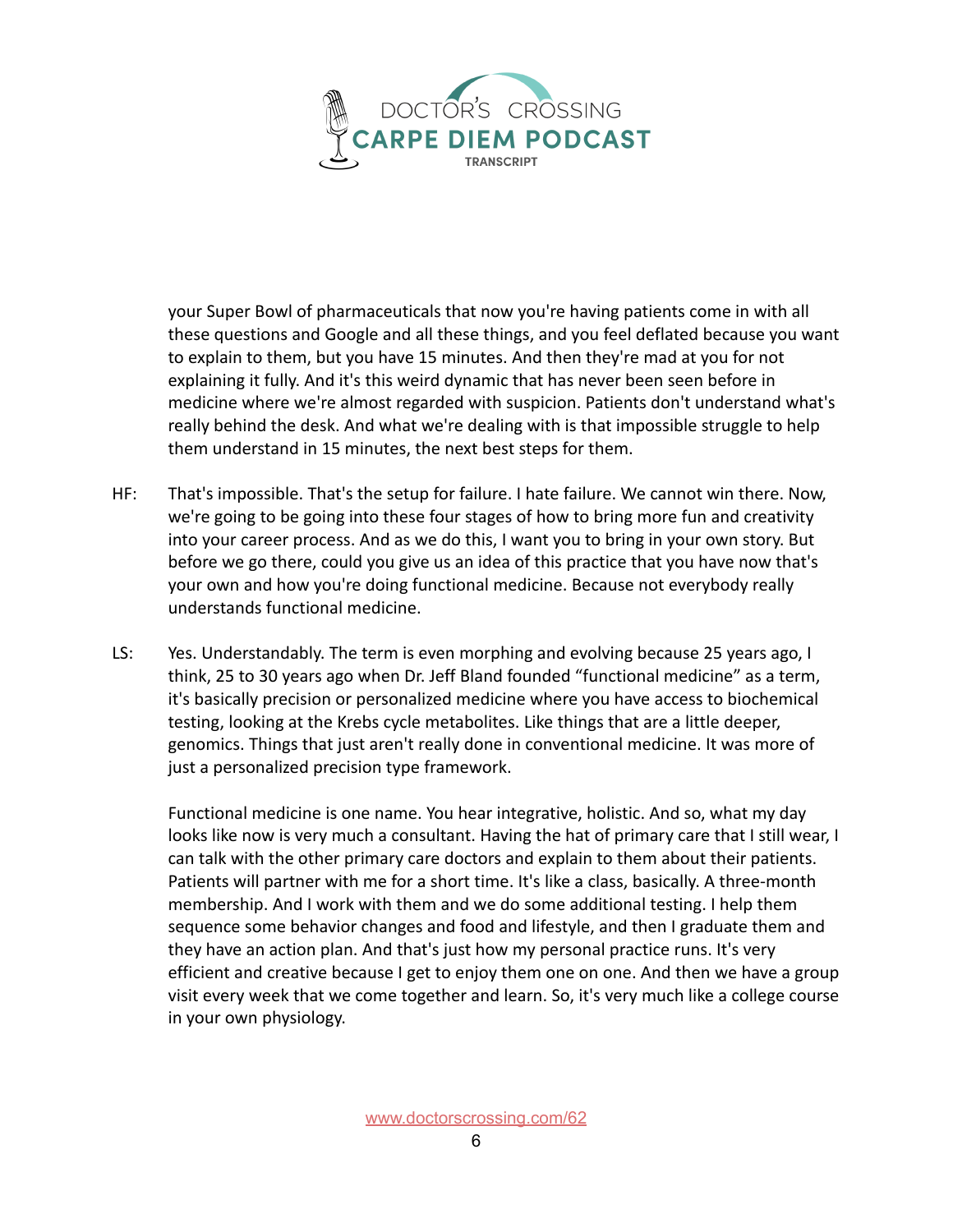your Super Bowl of pharmaceuticals that now you're having patients come in with all these questions and Google and all these things, and you feel deflated because you want to explain to them, but you have 15 minutes. And then they're mad at you for not explaining it fully. And it's this weird dynamic that has never been seen before in medicine where we're almost regarded with suspicion. Patients don't understand what's really behind the desk. And what we're dealing with is that impossible struggle to help them understand in 15 minutes, the next best steps for them.

HF: That's impossible. That's the setup for failure. I hate failure. We cannot win there. Now, we're going to be going into these four stages of how to bring more fun and creativity into your career process. And as we do this, I want you to bring in your own story. But before we go there, could you give us an idea of this practice that you have now that's your own and how you're doing functional medicine. Because not everybody really understands functional medicine.

LS: Yes. Understandably. The term is even morphing and evolving because 25 years ago, I think, 25 to 30 years ago when Dr. Jeff Bland founded "functional medicine" as a term, it's basically precision or personalized medicine where you have access to biochemical testing, looking at the Krebs cycle metabolites. Like things that are a little deeper, genomics. Things that just aren't really done in conventional medicine. It was more of just a personalized precision type framework.

Functional medicine is one name. You hear integrative, holistic. And so, what my day looks like now is very much a consultant. Having the hat of primary care that I still wear, I can talk with the other primary care doctors and explain to them about their patients. Patients will partner with me for a short time. It's like a class, basically. A three-month membership. And I work with them and we do some additional testing. I help them sequence some behavior changes and food and lifestyle, and then I graduate them and they have an action plan. And that's just how my personal practice runs. It's very efficient and creative because I get to enjoy them one on one. And then we have a group visit every week that we come together and learn. So, it's very much like a college course in your own physiology.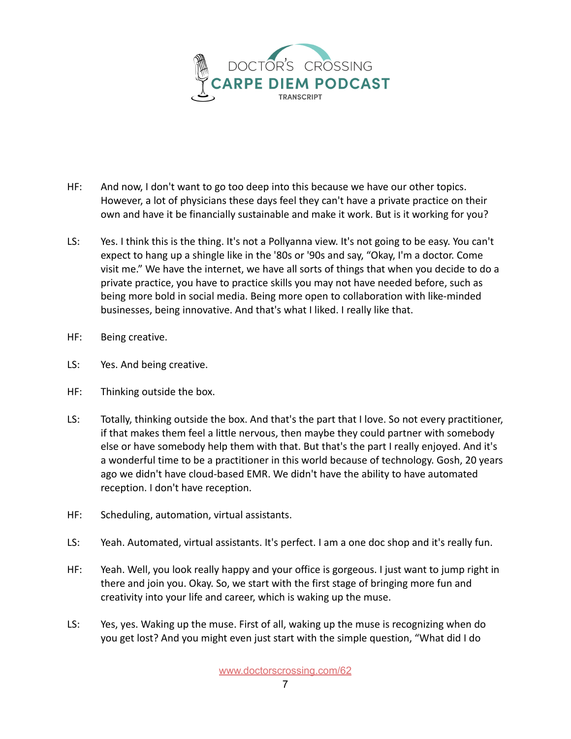HF: And now, I don't want to go too deep into this because we have our other topics. However, a lot of physicians these days feel they can't have a private practice on their own and have it be financially sustainable and make it work. But is it working for you?

LS: Yes. I think this is the thing. It's not a Pollyanna view. It's not going to be easy. You can't expect to hang up a shingle like in the '80s or '90s and say, "Okay, I'm a doctor. Come visit me." We have the internet, we have all sorts of things that when you decide to do a private practice, you have to practice skills you may not have needed before, such as being more bold in social media. Being more open to collaboration with like-minded businesses, being innovative. And that's what I liked. I really like that.

HF: Being creative.

LS: Yes. And being creative.

HF: Thinking outside the box.

LS: Totally, thinking outside the box. And that's the part that I love. So not every practitioner, if that makes them feel a little nervous, then maybe they could partner with somebody else or have somebody help them with that. But that's the part I really enjoyed. And it's a wonderful time to be a practitioner in this world because of technology. Gosh, 20 years ago we didn't have cloud-based EMR. We didn't have the ability to have automated reception. I don't have reception.

HF: Scheduling, automation, virtual assistants.

LS: Yeah. Automated, virtual assistants. It's perfect. I am a one doc shop and it's really fun.

HF: Yeah. Well, you look really happy and your office is gorgeous. I just want to jump right in there and join you. Okay. So, we start with the first stage of bringing more fun and creativity into your life and career, which is waking up the muse.

LS: Yes, yes. Waking up the muse. First of all, waking up the muse is recognizing when do you get lost? And you might even just start with the simple question, "What did I do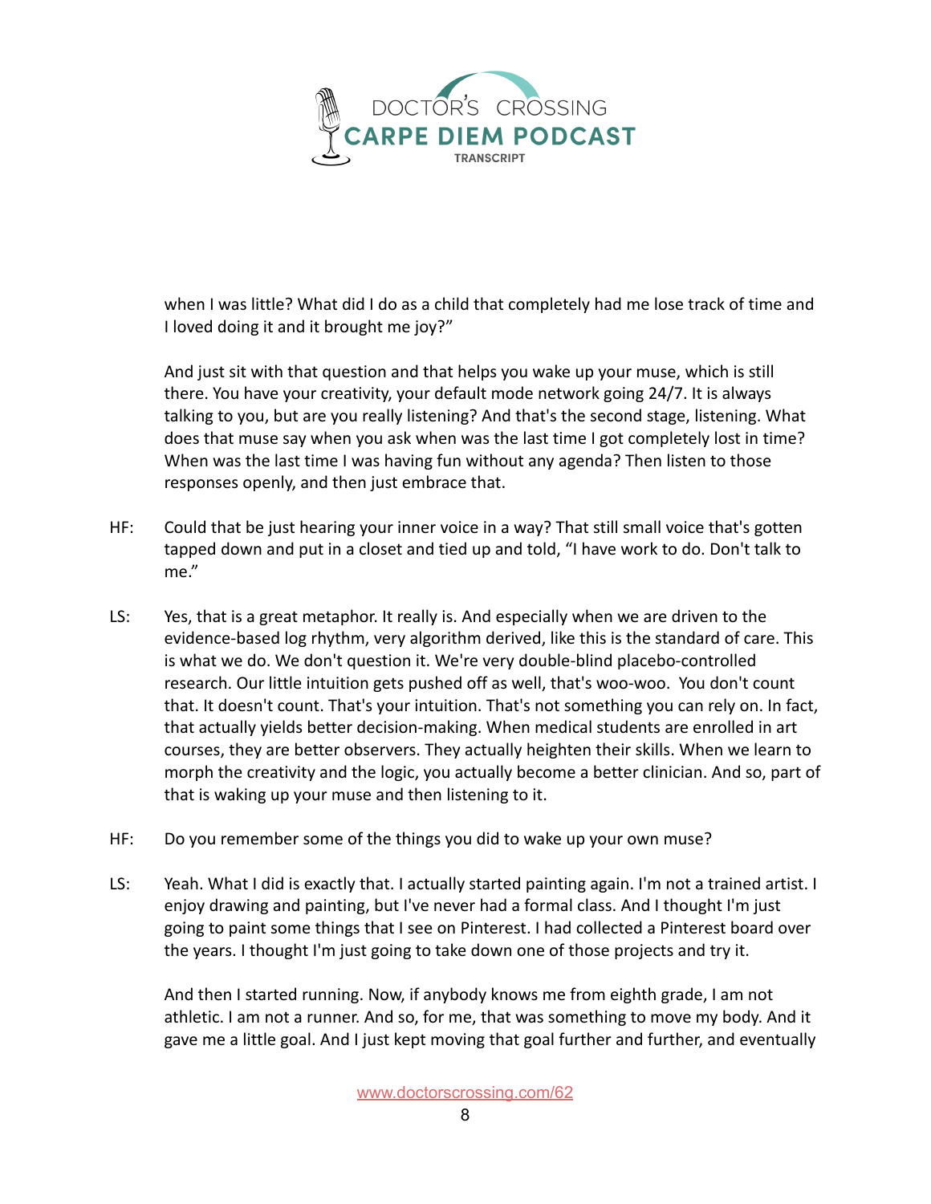when I was little? What did I do as a child that completely had me lose track of time and I loved doing it and it brought me joy?"

And just sit with that question and that helps you wake up your muse, which is still there. You have your creativity, your default mode network going 24/7. It is always talking to you, but are you really listening? And that's the second stage, listening. What does that muse say when you ask when was the last time I got completely lost in time? When was the last time I was having fun without any agenda? Then listen to those responses openly, and then just embrace that.

HF: Could that be just hearing your inner voice in a way? That still small voice that's gotten tapped down and put in a closet and tied up and told, "I have work to do. Don't talk to me."

LS: Yes, that is a great metaphor. It really is. And especially when we are driven to the evidence-based log rhythm, very algorithm derived, like this is the standard of care. This is what we do. We don't question it. We're very double-blind placebo-controlled research. Our little intuition gets pushed off as well, that's woo-woo. You don't count that. It doesn't count. That's your intuition. That's not something you can rely on. In fact, that actually yields better decision-making. When medical students are enrolled in art courses, they are better observers. They actually heighten their skills. When we learn to morph the creativity and the logic, you actually become a better clinician. And so, part of that is waking up your muse and then listening to it.

HF: Do you remember some of the things you did to wake up your own muse?

LS: Yeah. What I did is exactly that. I actually started painting again. I'm not a trained artist. I enjoy drawing and painting, but I've never had a formal class. And I thought I'm just going to paint some things that I see on Pinterest. I had collected a Pinterest board over the years. I thought I'm just going to take down one of those projects and try it.

And then I started running. Now, if anybody knows me from eighth grade, I am not athletic. I am not a runner. And so, for me, that was something to move my body. And it gave me a little goal. And I just kept moving that goal further and further, and eventually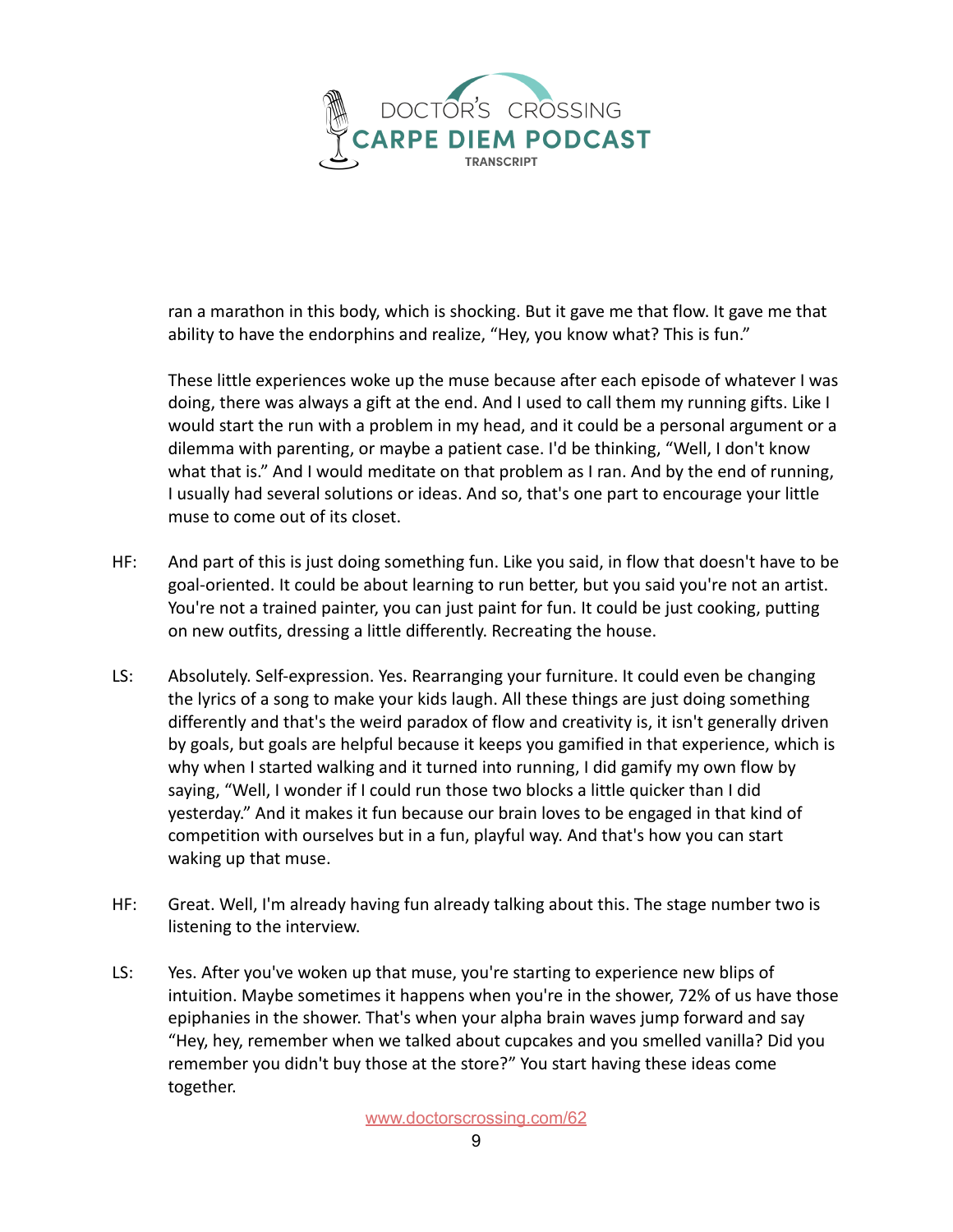ran a marathon in this body, which is shocking. But it gave me that flow. It gave me that ability to have the endorphins and realize, "Hey, you know what? This is fun."

These little experiences woke up the muse because after each episode of whatever I was doing, there was always a gift at the end. And I used to call them my running gifts. Like I would start the run with a problem in my head, and it could be a personal argument or a dilemma with parenting, or maybe a patient case. I'd be thinking, "Well, I don't know what that is." And I would meditate on that problem as I ran. And by the end of running, I usually had several solutions or ideas. And so, that's one part to encourage your little muse to come out of its closet.

HF: And part of this is just doing something fun. Like you said, in flow that doesn't have to be goal-oriented. It could be about learning to run better, but you said you're not an artist. You're not a trained painter, you can just paint for fun. It could be just cooking, putting on new outfits, dressing a little differently. Recreating the house.

LS: Absolutely. Self-expression. Yes. Rearranging your furniture. It could even be changing the lyrics of a song to make your kids laugh. All these things are just doing something differently and that's the weird paradox of flow and creativity is, it isn't generally driven by goals, but goals are helpful because it keeps you gamified in that experience, which is why when I started walking and it turned into running, I did gamify my own flow by saying, "Well, I wonder if I could run those two blocks a little quicker than I did yesterday." And it makes it fun because our brain loves to be engaged in that kind of competition with ourselves but in a fun, playful way. And that's how you can start waking up that muse.

HF: Great. Well, I'm already having fun already talking about this. The stage number two is listening to the interview.

LS: Yes. After you've woken up that muse, you're starting to experience new blips of intuition. Maybe sometimes it happens when you're in the shower, 72% of us have those epiphanies in the shower. That's when your alpha brain waves jump forward and say "Hey, hey, remember when we talked about cupcakes and you smelled vanilla? Did you remember you didn't buy those at the store?" You start having these ideas come together.

www.doctorscrossing.com/62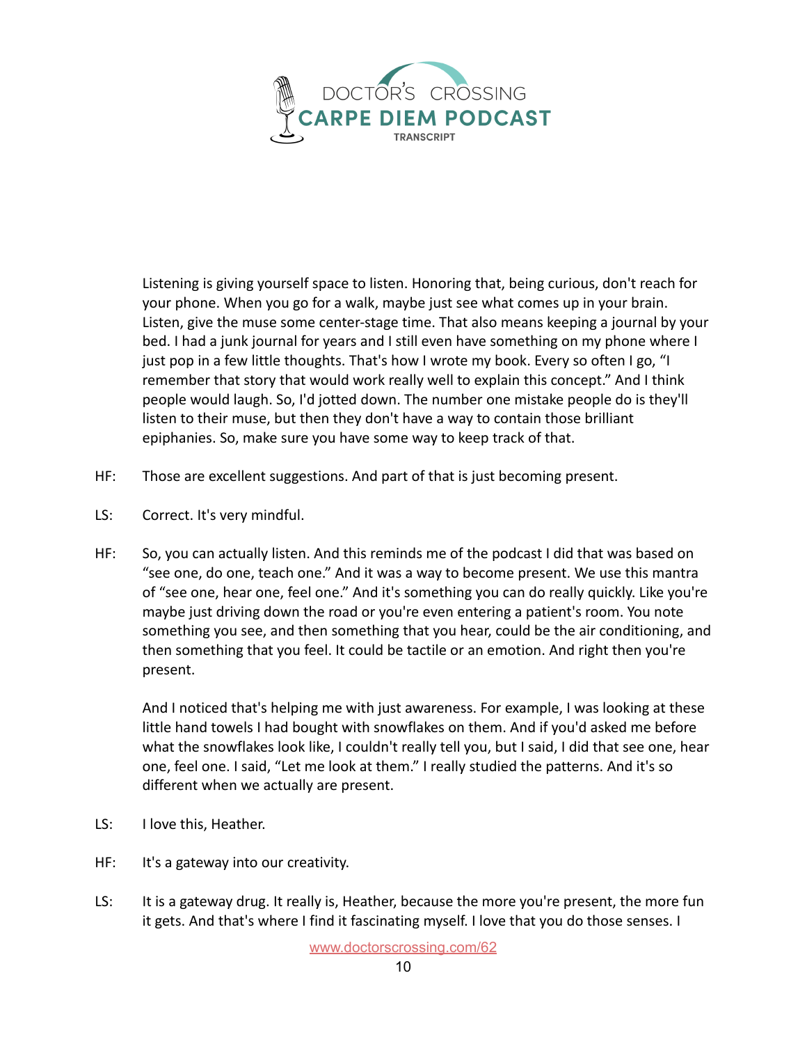Listening is giving yourself space to listen. Honoring that, being curious, don't reach for your phone. When you go for a walk, maybe just see what comes up in your brain. Listen, give the muse some center-stage time. That also means keeping a journal by your bed. I had a junk journal for years and I still even have something on my phone where I just pop in a few little thoughts. That's how I wrote my book. Every so often I go, "I remember that story that would work really well to explain this concept." And I think people would laugh. So, I'd jotted down. The number one mistake people do is they'll listen to their muse, but then they don't have a way to contain those brilliant epiphanies. So, make sure you have some way to keep track of that.

HF: Those are excellent suggestions. And part of that is just becoming present.

LS: Correct. It's very mindful.

HF: So, you can actually listen. And this reminds me of the podcast I did that was based on "see one, do one, teach one." And it was a way to become present. We use this mantra of "see one, hear one, feel one." And it's something you can do really quickly. Like you're maybe just driving down the road or you're even entering a patient's room. You note something you see, and then something that you hear, could be the air conditioning, and then something that you feel. It could be tactile or an emotion. And right then you're present.

And I noticed that's helping me with just awareness. For example, I was looking at these little hand towels I had bought with snowflakes on them. And if you'd asked me before what the snowflakes look like, I couldn't really tell you, but I said, I did that see one, hear one, feel one. I said, "Let me look at them." I really studied the patterns. And it's so different when we actually are present.

LS: I love this, Heather.

HF: It's a gateway into our creativity.

LS: It is a gateway drug. It really is, Heather, because the more you're present, the more fun it gets. And that's where I find it fascinating myself. I love that you do those senses. I

www.doctorscrossing.com/62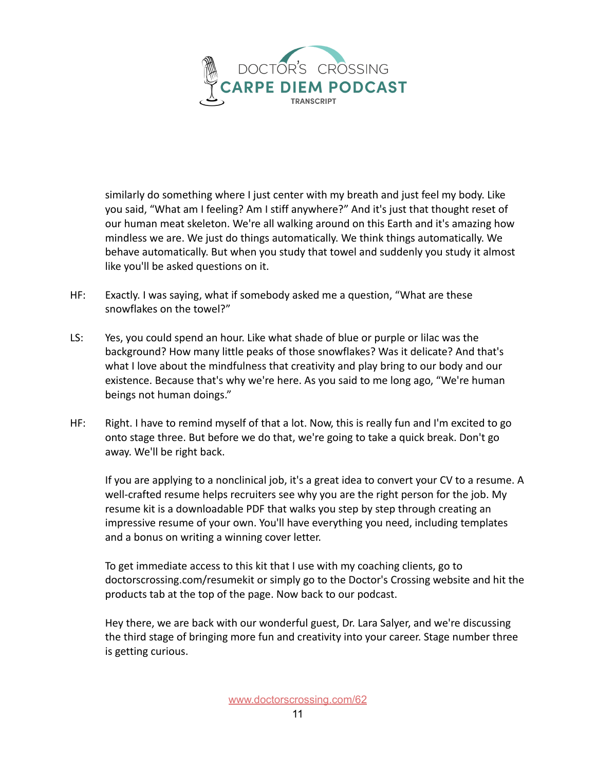similarly do something where I just center with my breath and just feel my body. Like you said, "What am I feeling? Am I stiff anywhere?" And it's just that thought reset of our human meat skeleton. We're all walking around on this Earth and it's amazing how mindless we are. We just do things automatically. We think things automatically. We behave automatically. But when you study that towel and suddenly you study it almost like you'll be asked questions on it.

HF: Exactly. I was saying, what if somebody asked me a question, "What are these snowflakes on the towel?"

LS: Yes, you could spend an hour. Like what shade of blue or purple or lilac was the background? How many little peaks of those snowflakes? Was it delicate? And that's what I love about the mindfulness that creativity and play bring to our body and our existence. Because that's why we're here. As you said to me long ago, "We're human beings not human doings."

HF: Right. I have to remind myself of that a lot. Now, this is really fun and I'm excited to go onto stage three. But before we do that, we're going to take a quick break. Don't go away. We'll be right back.

If you are applying to a nonclinical job, it's a great idea to convert your CV to a resume. A well-crafted resume helps recruiters see why you are the right person for the job. My resume kit is a downloadable PDF that walks you step by step through creating an impressive resume of your own. You'll have everything you need, including templates and a bonus on writing a winning cover letter.

To get immediate access to this kit that I use with my coaching clients, go to doctorscrossing.com/resumekit or simply go to the Doctor's Crossing website and hit the products tab at the top of the page. Now back to our podcast.

Hey there, we are back with our wonderful guest, Dr. Lara Salyer, and we're discussing the third stage of bringing more fun and creativity into your career. Stage number three is getting curious.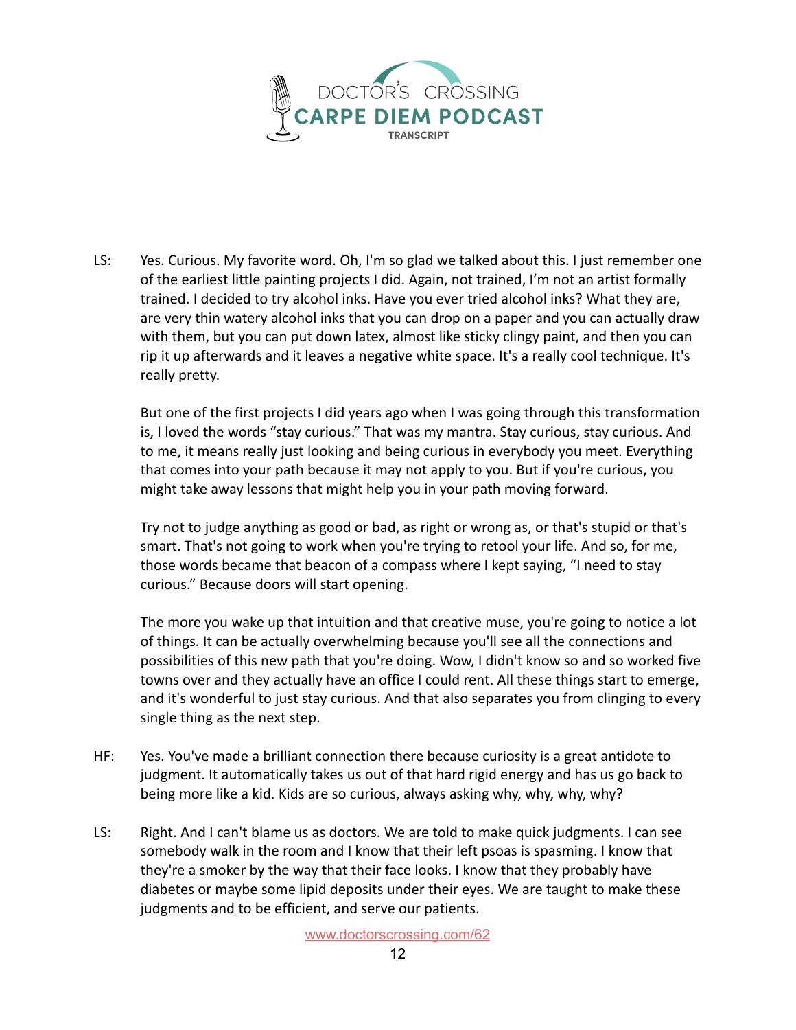LS: Yes. Curious. My favorite word. Oh, I'm so glad we talked about this. I just remember one of the earliest little painting projects I did. Again, not trained, I'm not an artist formally trained. I decided to try alcohol inks. Have you ever tried alcohol inks? What they are, are very thin watery alcohol inks that you can drop on a paper and you can actually draw with them, but you can put down latex, almost like sticky clingy paint, and then you can rip it up afterwards and it leaves a negative white space. It's a really cool technique. It's really pretty.

But one of the first projects I did years ago when I was going through this transformation is, I loved the words "stay curious." That was my mantra. Stay curious, stay curious. And to me, it means really just looking and being curious in everybody you meet. Everything that comes into your path because it may not apply to you. But if you're curious, you might take away lessons that might help you in your path moving forward.

Try not to judge anything as good or bad, as right or wrong as, or that's stupid or that's smart. That's not going to work when you're trying to retool your life. And so, for me, those words became that beacon of a compass where I kept saying, "I need to stay curious." Because doors will start opening.

The more you wake up that intuition and that creative muse, you're going to notice a lot of things. It can be actually overwhelming because you'll see all the connections and possibilities of this new path that you're doing. Wow, I didn't know so and so worked five towns over and they actually have an office I could rent. All these things start to emerge, and it's wonderful to just stay curious. And that also separates you from clinging to every single thing as the next step.

HF: Yes. You've made a brilliant connection there because curiosity is a great antidote to judgment. It automatically takes us out of that hard rigid energy and has us go back to being more like a kid. Kids are so curious, always asking why, why, why, why?

LS: Right. And I can't blame us as doctors. We are told to make quick judgments. I can see somebody walk in the room and I know that their left psoas is spasming. I know that they're a smoker by the way that their face looks. I know that they probably have diabetes or maybe some lipid deposits under their eyes. We are taught to make these judgments and to be efficient, and serve our patients.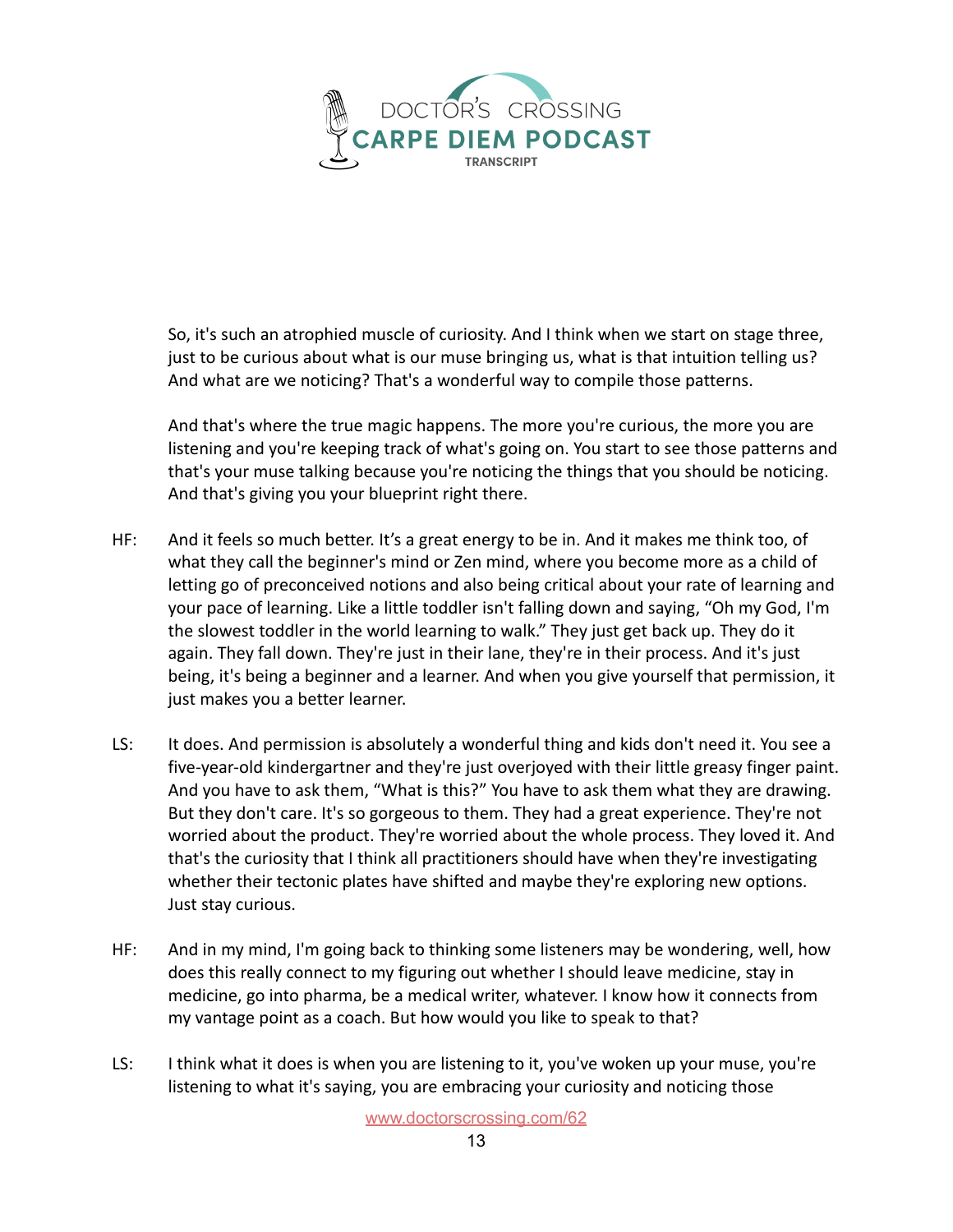So, it's such an atrophied muscle of curiosity. And I think when we start on stage three, just to be curious about what is our muse bringing us, what is that intuition telling us? And what are we noticing? That's a wonderful way to compile those patterns.

And that's where the true magic happens. The more you're curious, the more you are listening and you're keeping track of what's going on. You start to see those patterns and that's your muse talking because you're noticing the things that you should be noticing. And that's giving you your blueprint right there.

HF: And it feels so much better. It's a great energy to be in. And it makes me think too, of what they call the beginner's mind or Zen mind, where you become more as a child of letting go of preconceived notions and also being critical about your rate of learning and your pace of learning. Like a little toddler isn't falling down and saying, "Oh my God, I'm the slowest toddler in the world learning to walk." They just get back up. They do it again. They fall down. They're just in their lane, they're in their process. And it's just being, it's being a beginner and a learner. And when you give yourself that permission, it just makes you a better learner.

LS: It does. And permission is absolutely a wonderful thing and kids don't need it. You see a five-year-old kindergartner and they're just overjoyed with their little greasy finger paint. And you have to ask them, "What is this?" You have to ask them what they are drawing. But they don't care. It's so gorgeous to them. They had a great experience. They're not worried about the product. They're worried about the whole process. They loved it. And that's the curiosity that I think all practitioners should have when they're investigating whether their tectonic plates have shifted and maybe they're exploring new options. Just stay curious.

HF: And in my mind, I'm going back to thinking some listeners may be wondering, well, how does this really connect to my figuring out whether I should leave medicine, stay in medicine, go into pharma, be a medical writer, whatever. I know how it connects from my vantage point as a coach. But how would you like to speak to that?

LS: I think what it does is when you are listening to it, you've woken up your muse, you're listening to what it's saying, you are embracing your curiosity and noticing those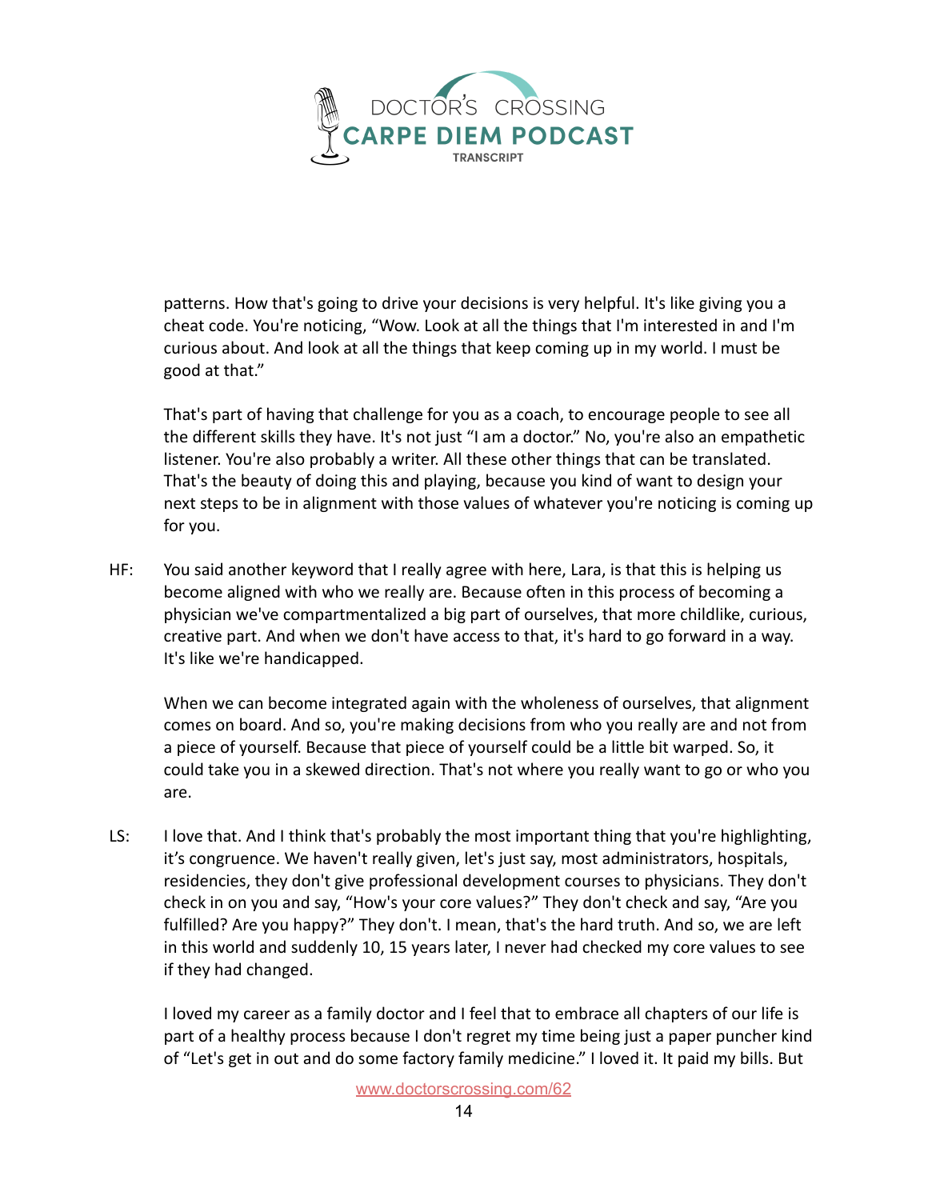patterns. How that's going to drive your decisions is very helpful. It's like giving you a cheat code. You're noticing, "Wow. Look at all the things that I'm interested in and I'm curious about. And look at all the things that keep coming up in my world. I must be good at that."

That's part of having that challenge for you as a coach, to encourage people to see all the different skills they have. It's not just "I am a doctor." No, you're also an empathetic listener. You're also probably a writer. All these other things that can be translated. That's the beauty of doing this and playing, because you kind of want to design your next steps to be in alignment with those values of whatever you're noticing is coming up for you.

HF: You said another keyword that I really agree with here, Lara, is that this is helping us become aligned with who we really are. Because often in this process of becoming a physician we've compartmentalized a big part of ourselves, that more childlike, curious, creative part. And when we don't have access to that, it's hard to go forward in a way. It's like we're handicapped.

When we can become integrated again with the wholeness of ourselves, that alignment comes on board. And so, you're making decisions from who you really are and not from a piece of yourself. Because that piece of yourself could be a little bit warped. So, it could take you in a skewed direction. That's not where you really want to go or who you are.

LS: I love that. And I think that's probably the most important thing that you're highlighting, it's congruence. We haven't really given, let's just say, most administrators, hospitals, residencies, they don't give professional development courses to physicians. They don't check in on you and say, "How's your core values?" They don't check and say, "Are you fulfilled? Are you happy?" They don't. I mean, that's the hard truth. And so, we are left in this world and suddenly 10, 15 years later, I never had checked my core values to see if they had changed.

I loved my career as a family doctor and I feel that to embrace all chapters of our life is part of a healthy process because I don't regret my time being just a paper puncher kind of "Let's get in out and do some factory family medicine." I loved it. It paid my bills. But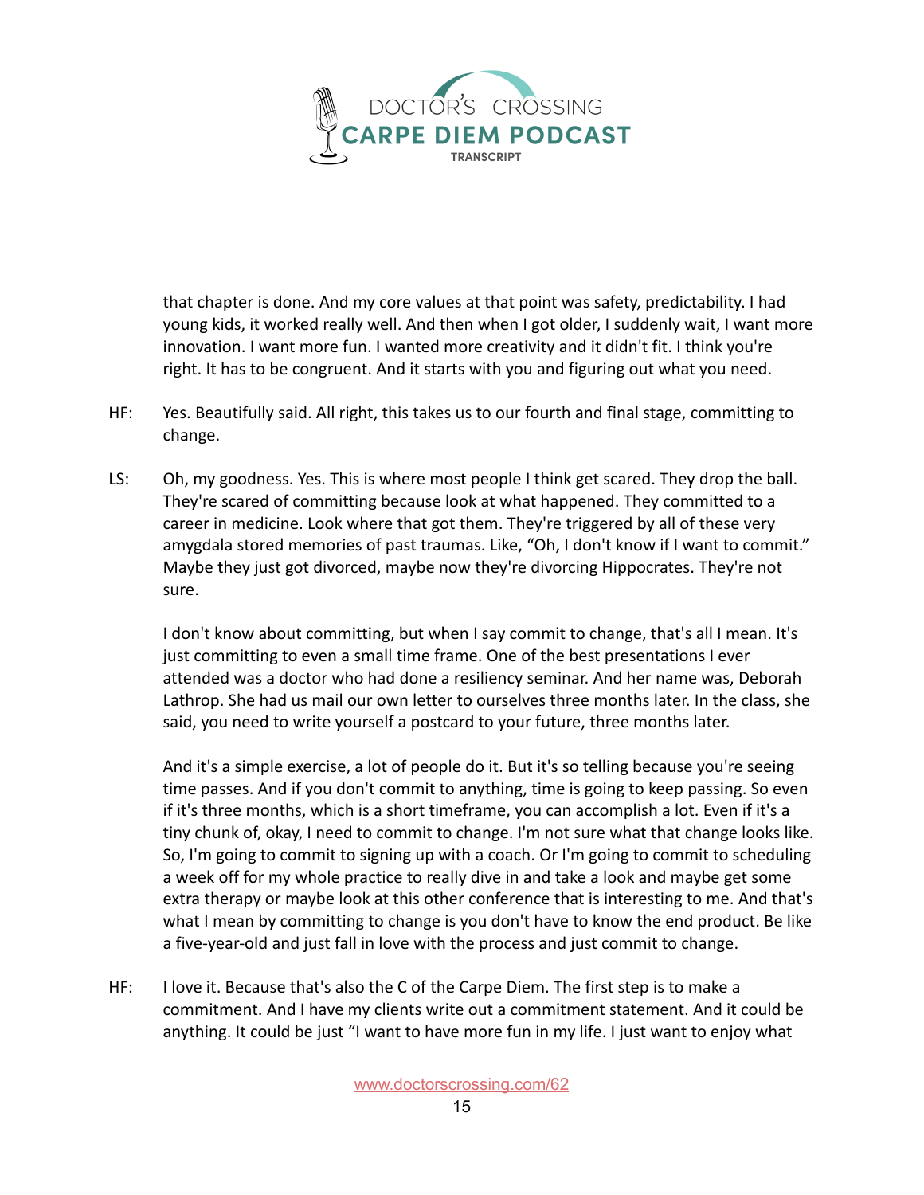that chapter is done. And my core values at that point was safety, predictability. I had young kids, it worked really well. And then when I got older, I suddenly wait, I want more innovation. I want more fun. I wanted more creativity and it didn't fit. I think you're right. It has to be congruent. And it starts with you and figuring out what you need.

HF: Yes. Beautifully said. All right, this takes us to our fourth and final stage, committing to change.

LS: Oh, my goodness. Yes. This is where most people I think get scared. They drop the ball. They're scared of committing because look at what happened. They committed to a career in medicine. Look where that got them. They're triggered by all of these very amygdala stored memories of past traumas. Like, "Oh, I don't know if I want to commit." Maybe they just got divorced, maybe now they're divorcing Hippocrates. They're not sure.

I don't know about committing, but when I say commit to change, that's all I mean. It's just committing to even a small time frame. One of the best presentations I ever attended was a doctor who had done a resiliency seminar. And her name was, Deborah Lathrop. She had us mail our own letter to ourselves three months later. In the class, she said, you need to write yourself a postcard to your future, three months later.

And it's a simple exercise, a lot of people do it. But it's so telling because you're seeing time passes. And if you don't commit to anything, time is going to keep passing. So even if it's three months, which is a short timeframe, you can accomplish a lot. Even if it's a tiny chunk of, okay, I need to commit to change. I'm not sure what that change looks like. So, I'm going to commit to signing up with a coach. Or I'm going to commit to scheduling a week off for my whole practice to really dive in and take a look and maybe get some extra therapy or maybe look at this other conference that is interesting to me. And that's what I mean by committing to change is you don't have to know the end product. Be like a five-year-old and just fall in love with the process and just commit to change.

HF: I love it. Because that's also the C of the Carpe Diem. The first step is to make a commitment. And I have my clients write out a commitment statement. And it could be anything. It could be just "I want to have more fun in my life. I just want to enjoy what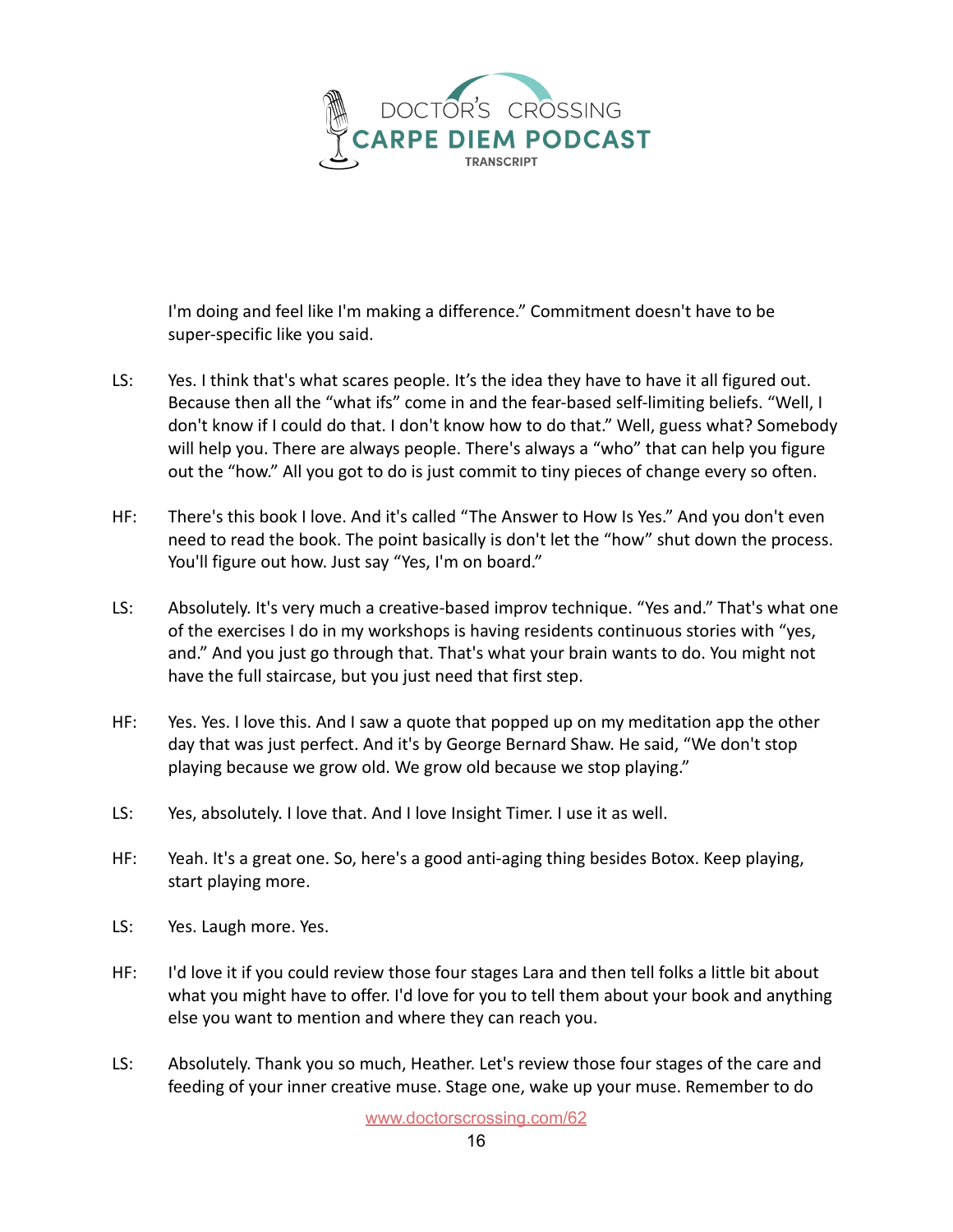I'm doing and feel like I'm making a difference." Commitment doesn't have to be super-specific like you said.

LS: Yes. I think that's what scares people. It's the idea they have to have it all figured out. Because then all the "what ifs" come in and the fear-based self-limiting beliefs. "Well, I don't know if I could do that. I don't know how to do that." Well, guess what? Somebody will help you. There are always people. There's always a "who" that can help you figure out the "how." All you got to do is just commit to tiny pieces of change every so often.

HF: There's this book I love. And it's called "The Answer to How Is Yes." And you don't even need to read the book. The point basically is don't let the "how" shut down the process. You'll figure out how. Just say "Yes, I'm on board."

LS: Absolutely. It's very much a creative-based improv technique. "Yes and." That's what one of the exercises I do in my workshops is having residents continuous stories with "yes, and." And you just go through that. That's what your brain wants to do. You might not have the full staircase, but you just need that first step.

HF: Yes. Yes. I love this. And I saw a quote that popped up on my meditation app the other day that was just perfect. And it's by George Bernard Shaw. He said, "We don't stop playing because we grow old. We grow old because we stop playing."

LS: Yes, absolutely. I love that. And I love Insight Timer. I use it as well.

HF: Yeah. It's a great one. So, here's a good anti-aging thing besides Botox. Keep playing, start playing more.

LS: Yes. Laugh more. Yes.

HF: I'd love it if you could review those four stages Lara and then tell folks a little bit about what you might have to offer. I'd love for you to tell them about your book and anything else you want to mention and where they can reach you.

LS: Absolutely. Thank you so much, Heather. Let's review those four stages of the care and feeding of your inner creative muse. Stage one, wake up your muse. Remember to do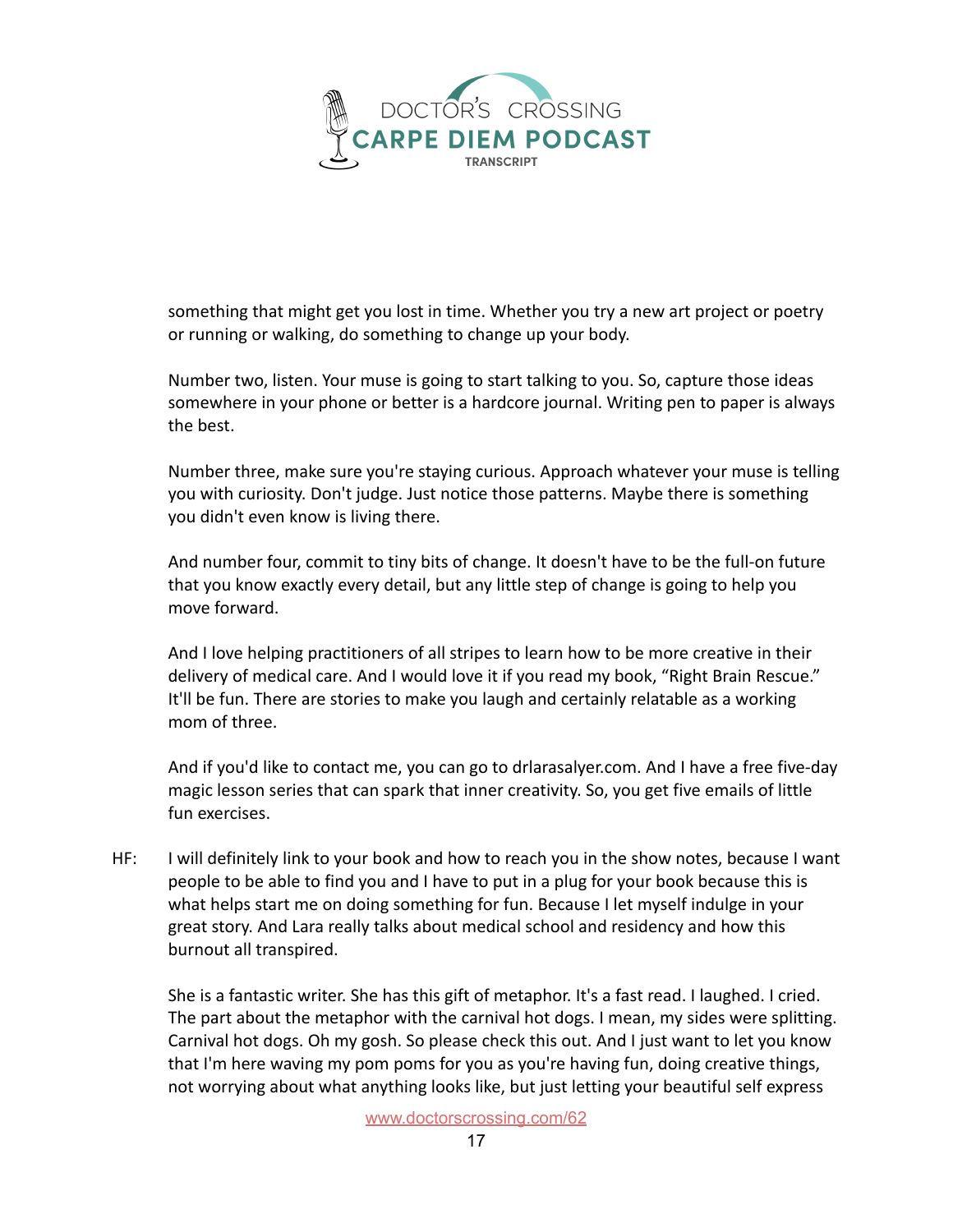something that might get you lost in time. Whether you try a new art project or poetry or running or walking, do something to change up your body.

Number two, listen. Your muse is going to start talking to you. So, capture those ideas somewhere in your phone or better is a hardcore journal. Writing pen to paper is always the best.

Number three, make sure you're staying curious. Approach whatever your muse is telling you with curiosity. Don't judge. Just notice those patterns. Maybe there is something you didn't even know is living there.

And number four, commit to tiny bits of change. It doesn't have to be the full-on future that you know exactly every detail, but any little step of change is going to help you move forward.

And I love helping practitioners of all stripes to learn how to be more creative in their delivery of medical care. And I would love it if you read my book, "Right Brain Rescue." It'll be fun. There are stories to make you laugh and certainly relatable as a working mom of three.

And if you'd like to contact me, you can go to drlarasalyer.com. And I have a free five-day magic lesson series that can spark that inner creativity. So, you get five emails of little fun exercises.

HF: I will definitely link to your book and how to reach you in the show notes, because I want people to be able to find you and I have to put in a plug for your book because this is what helps start me on doing something for fun. Because I let myself indulge in your great story. And Lara really talks about medical school and residency and how this burnout all transpired.

She is a fantastic writer. She has this gift of metaphor. It's a fast read. I laughed. I cried. The part about the metaphor with the carnival hot dogs. I mean, my sides were splitting. Carnival hot dogs. Oh my gosh. So please check this out. And I just want to let you know that I'm here waving my pom poms for you as you're having fun, doing creative things, not worrying about what anything looks like, but just letting your beautiful self express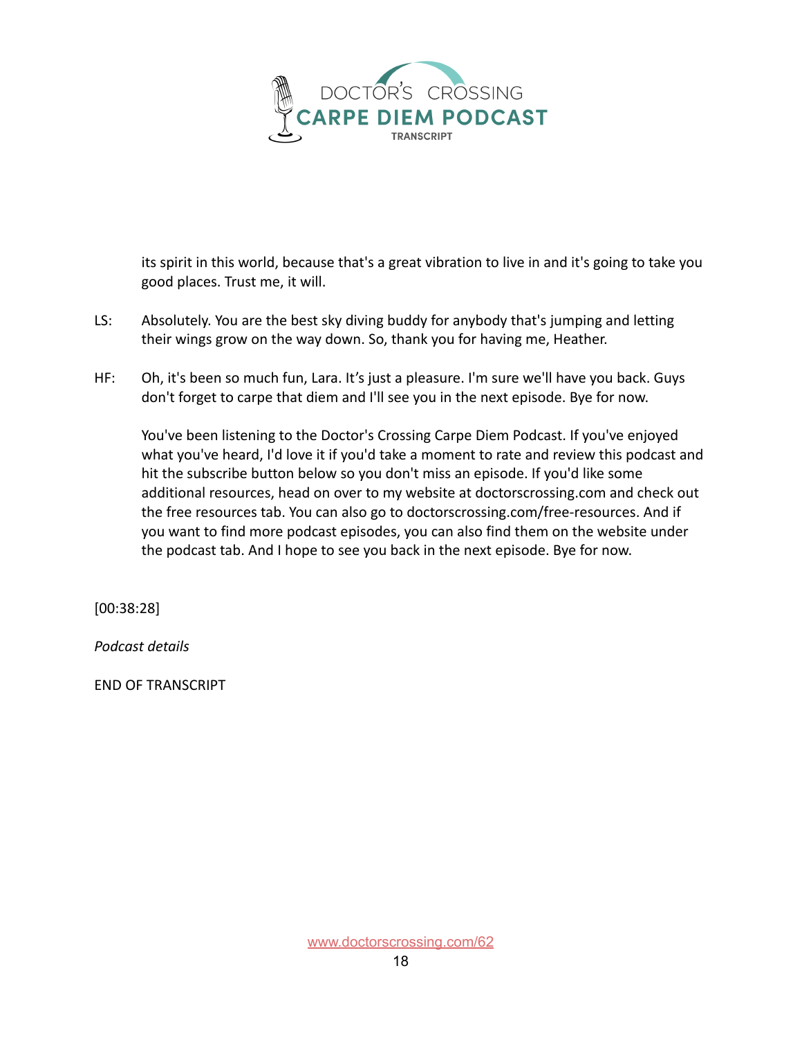its spirit in this world, because that's a great vibration to live in and it's going to take you good places. Trust me, it will.

LS: Absolutely. You are the best sky diving buddy for anybody that's jumping and letting their wings grow on the way down. So, thank you for having me, Heather.

HF: Oh, it's been so much fun, Lara. It’s just a pleasure. I'm sure we'll have you back. Guys don't forget to carpe that diem and I'll see you in the next episode. Bye for now.

You've been listening to the Doctor's Crossing Carpe Diem Podcast. If you've enjoyed what you've heard, I'd love it if you'd take a moment to rate and review this podcast and hit the subscribe button below so you don't miss an episode. If you'd like some additional resources, head on over to my website at doctorscrossing.com and check out the free resources tab. You can also go to doctorscrossing.com/free-resources. And if you want to find more podcast episodes, you can also find them on the website under the podcast tab. And I hope to see you back in the next episode. Bye for now.

[00:38:28]

*Podcast details*

END OF TRANSCRIPT